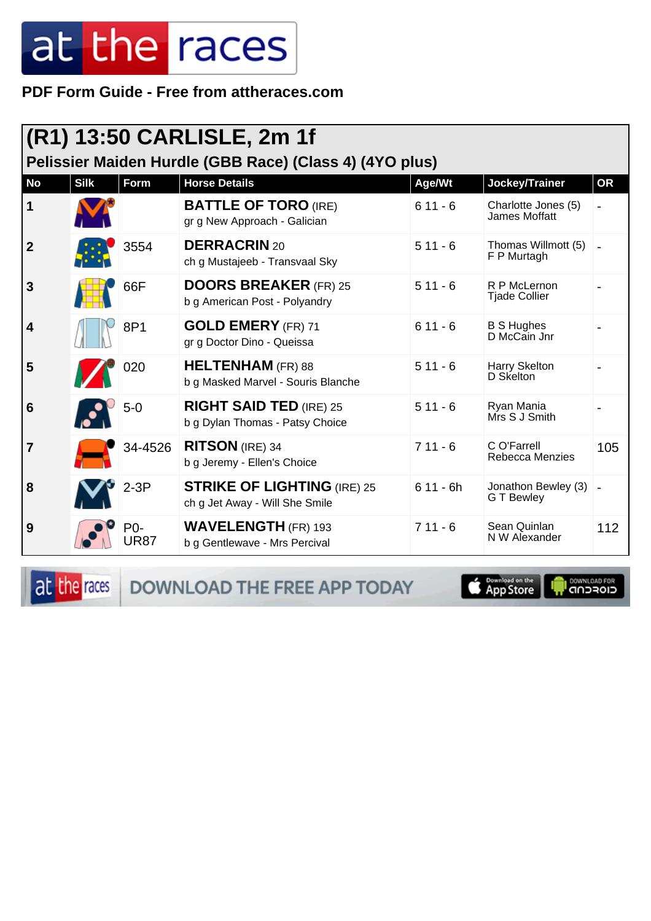PDF Form Guide - Free from attheraces.com

# (R1) 13:50 CARLISLE, 2m 1f

## Pelissier Maiden Hurdle (GBB Race) (Class 4) (4YO plus)

| No | Silk | Form | Horse Details | Age/Wt | Jockey/Trainer | OR |
|---|---|---|---|---|---|---|
| 1 | | | **BATTLE OF TORO** (IRE)<br>gr g New Approach - Galician | 6 11 - 6 | Charlotte Jones (5)<br>James Moffatt | - |
| 2 | | 3554 | **DERRACRIN** 20<br>ch g Mustajeeb - Transvaal Sky | 5 11 - 6 | Thomas Willmott (5)<br>F P Murtagh | - |
| 3 | | 66F | **DOORS BREAKER** (FR) 25<br>b g American Post - Polyandry | 5 11 - 6 | R P McLernon<br>Tjade Collier | - |
| 4 | | 8P1 | **GOLD EMERY** (FR) 71<br>gr g Doctor Dino - Queissa | 6 11 - 6 | B S Hughes<br>D McCain Jnr | - |
| 5 | | 020 | **HELTENHAM** (FR) 88<br>b g Masked Marvel - Souris Blanche | 5 11 - 6 | Harry Skelton<br>D Skelton | - |
| 6 | | 5-0 | **RIGHT SAID TED** (IRE) 25<br>b g Dylan Thomas - Patsy Choice | 5 11 - 6 | Ryan Mania<br>Mrs S J Smith | - |
| 7 | | 34-4526 | **RITSON** (IRE) 34<br>b g Jeremy - Ellen's Choice | 7 11 - 6 | C O'Farrell<br>Rebecca Menzies | 105 |
| 8 | | 2-3P | **STRIKE OF LIGHTING** (IRE) 25<br>ch g Jet Away - Will She Smile | 6 11 - 6h | Jonathon Bewley (3)<br>G T Bewley | - |
| 9 | | P0-UR87 | **WAVELENGTH** (FR) 193<br>b g Gentlewave - Mrs Percival | 7 11 - 6 | Sean Quinlan<br>N W Alexander | 112 |

DOWNLOAD THE FREE APP TODAY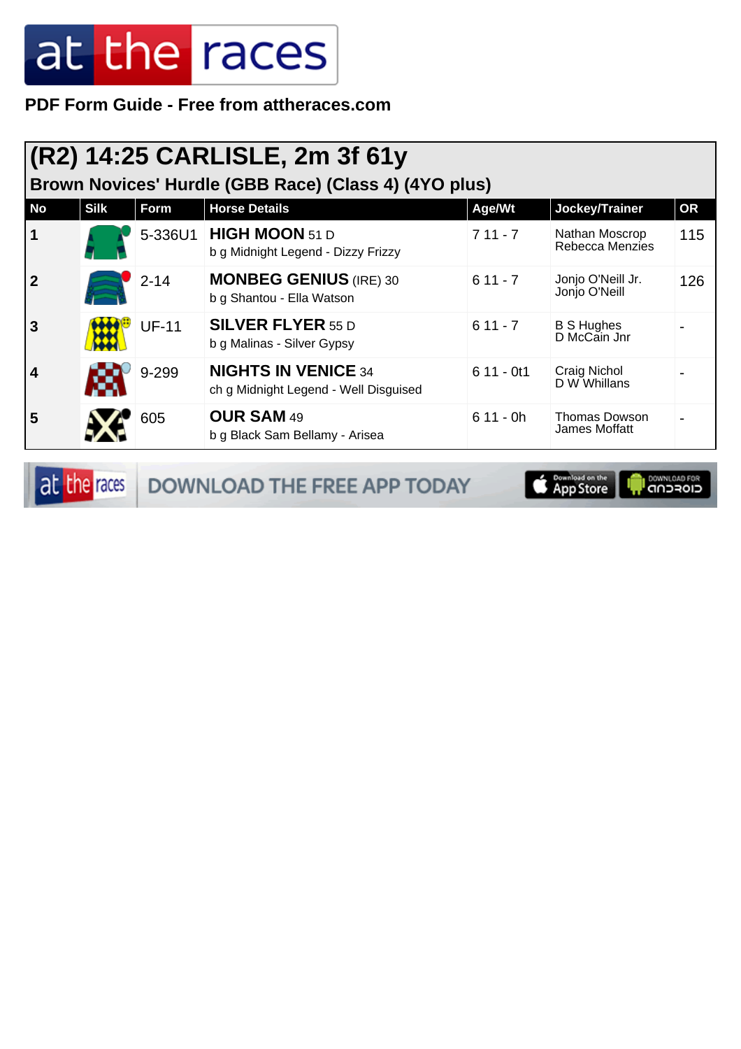**PDF Form Guide - Free from attheraces.com**

## (R2) 14:25 CARLISLE, 2m 3f 61y

### Brown Novices' Hurdle (GBB Race) (Class 4) (4YO plus)

| No | Silk | Form | Horse Details | Age/Wt | Jockey/Trainer | OR |
|---|---|---|---|---|---|---|
| 1 | | 5-336U1 | **HIGH MOON** 51 D<br>b g Midnight Legend - Dizzy Frizzy | 7 11 - 7 | Nathan Moscrop<br>Rebecca Menzies | 115 |
| 2 | | 2-14 | **MONBEG GENIUS** (IRE) 30<br>b g Shantou - Ella Watson | 6 11 - 7 | Jonjo O'Neill Jr.<br>Jonjo O'Neill | 126 |
| 3 | | UF-11 | **SILVER FLYER** 55 D<br>b g Malinas - Silver Gypsy | 6 11 - 7 | B S Hughes<br>D McCain Jnr | - |
| 4 | | 9-299 | **NIGHTS IN VENICE** 34<br>ch g Midnight Legend - Well Disguised | 6 11 - 0t1 | Craig Nichol<br>D W Whillans | - |
| 5 | | 605 | **OUR SAM** 49<br>b g Black Sam Bellamy - Arisea | 6 11 - 0h | Thomas Dowson<br>James Moffatt | - |

DOWNLOAD THE FREE APP TODAY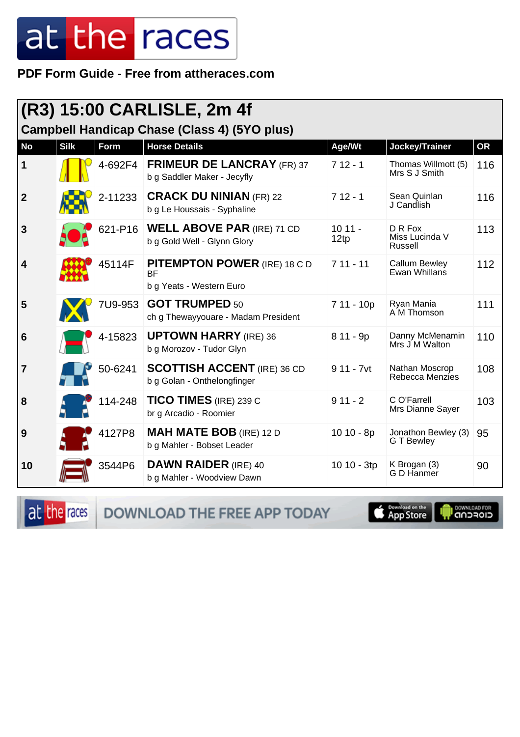# (R3) 15:00 CARLISLE, 2m 4f

## Campbell Handicap Chase (Class 4) (5YO plus)

| No | Silk | Form | Horse Details | Age/Wt | Jockey/Trainer | OR |
|---|---|---|---|---|---|---|
| 1 | | 4-692F4 | **FRIMEUR DE LANCRAY** (FR) 37<br>b g Saddler Maker - Jecyfly | 7 12 - 1 | Thomas Willmott (5)<br>Mrs S J Smith | 116 |
| 2 | | 2-11233 | **CRACK DU NINIAN** (FR) 22<br>b g Le Houssais - Syphaline | 7 12 - 1 | Sean Quinlan<br>J Candlish | 116 |
| 3 | | 621-P16 | **WELL ABOVE PAR** (IRE) 71 CD<br>b g Gold Well - Glynn Glory | 10 11 - 12tp | D R Fox<br>Miss Lucinda V Russell | 113 |
| 4 | | 45114F | **PITEMPTON POWER** (IRE) 18 C D BF<br>b g Yeats - Western Euro | 7 11 - 11 | Callum Bewley<br>Ewan Whillans | 112 |
| 5 | | 7U9-953 | **GOT TRUMPED** 50<br>ch g Thewayyouare - Madam President | 7 11 - 10p | Ryan Mania<br>A M Thomson | 111 |
| 6 | | 4-15823 | **UPTOWN HARRY** (IRE) 36<br>b g Morozov - Tudor Glyn | 8 11 - 9p | Danny McMenamin<br>Mrs J M Walton | 110 |
| 7 | | 50-6241 | **SCOTTISH ACCENT** (IRE) 36 CD<br>b g Golan - Onthelongfinger | 9 11 - 7vt | Nathan Moscrop<br>Rebecca Menzies | 108 |
| 8 | | 114-248 | **TICO TIMES** (IRE) 239 C<br>br g Arcadio - Roomier | 9 11 - 2 | C O'Farrell<br>Mrs Dianne Sayer | 103 |
| 9 | | 4127P8 | **MAH MATE BOB** (IRE) 12 D<br>b g Mahler - Bobset Leader | 10 10 - 8p | Jonathon Bewley (3)<br>G T Bewley | 95 |
| 10 | | 3544P6 | **DAWN RAIDER** (IRE) 40<br>b g Mahler - Woodview Dawn | 10 10 - 3tp | K Brogan (3)<br>G D Hanmer | 90 |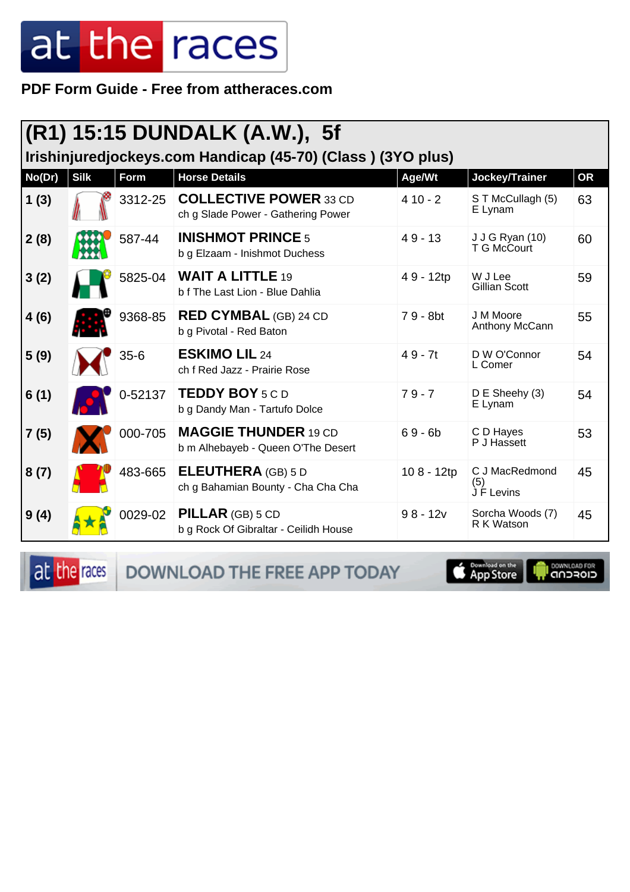**PDF Form Guide - Free from attheraces.com**

# (R1) 15:15 DUNDALK (A.W.), 5f

## Irishinjuredjockeys.com Handicap (45-70) (Class ) (3YO plus)

| No(Dr) | Silk | Form | Horse Details | Age/Wt | Jockey/Trainer | OR |
|---|---|---|---|---|---|---|
| 1 (3) | | 3312-25 | **COLLECTIVE POWER** 33 CD<br>ch g Slade Power - Gathering Power | 4 10 - 2 | S T McCullagh (5)<br>E Lynam | 63 |
| 2 (8) | | 587-44 | **INISHMOT PRINCE** 5<br>b g Elzaam - Inishmot Duchess | 4 9 - 13 | J J G Ryan (10)<br>T G McCourt | 60 |
| 3 (2) | | 5825-04 | **WAIT A LITTLE** 19<br>b f The Last Lion - Blue Dahlia | 4 9 - 12tp | W J Lee<br>Gillian Scott | 59 |
| 4 (6) | | 9368-85 | **RED CYMBAL** (GB) 24 CD<br>b g Pivotal - Red Baton | 7 9 - 8bt | J M Moore<br>Anthony McCann | 55 |
| 5 (9) | | 35-6 | **ESKIMO LIL** 24<br>ch f Red Jazz - Prairie Rose | 4 9 - 7t | D W O'Connor<br>L Comer | 54 |
| 6 (1) | | 0-52137 | **TEDDY BOY** 5 C D<br>b g Dandy Man - Tartufo Dolce | 7 9 - 7 | D E Sheehy (3)<br>E Lynam | 54 |
| 7 (5) | | 000-705 | **MAGGIE THUNDER** 19 CD<br>b m Alhebayeb - Queen O'The Desert | 6 9 - 6b | C D Hayes<br>P J Hassett | 53 |
| 8 (7) | | 483-665 | **ELEUTHERA** (GB) 5 D<br>ch g Bahamian Bounty - Cha Cha Cha | 10 8 - 12tp | C J MacRedmond (5)<br>J F Levins | 45 |
| 9 (4) | | 0029-02 | **PILLAR** (GB) 5 CD<br>b g Rock Of Gibraltar - Ceilidh House | 9 8 - 12v | Sorcha Woods (7)<br>R K Watson | 45 |

DOWNLOAD THE FREE APP TODAY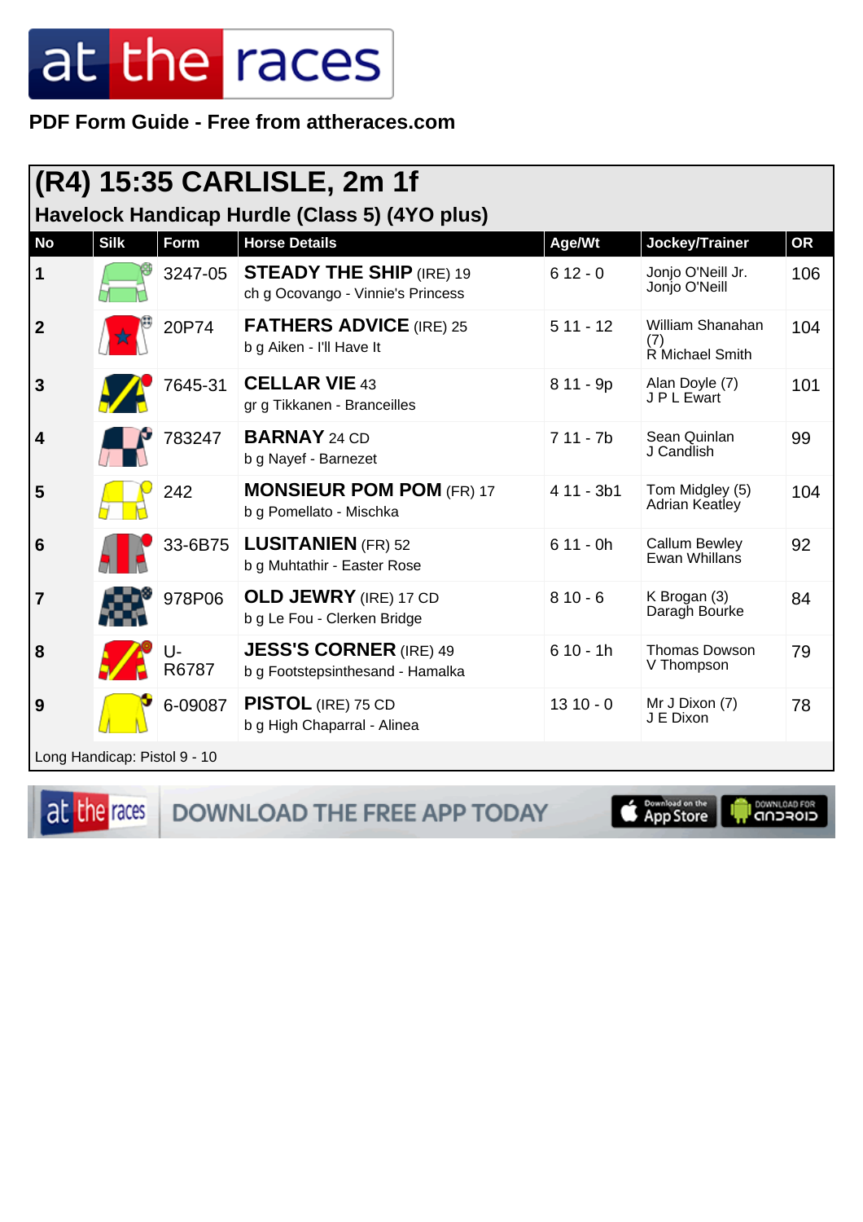PDF Form Guide - Free from attheraces.com

## (R4) 15:35 CARLISLE, 2m 1f

### Havelock Handicap Hurdle (Class 5) (4YO plus)

| No | Silk | Form | Horse Details | Age/Wt | Jockey/Trainer | OR |
|---|---|---|---|---|---|---|
| 1 | | 3247-05 | **STEADY THE SHIP** (IRE) 19<br>ch g Ocovango - Vinnie's Princess | 6 12 - 0 | Jonjo O'Neill Jr.<br>Jonjo O'Neill | 106 |
| 2 | | 20P74 | **FATHERS ADVICE** (IRE) 25<br>b g Aiken - I'll Have It | 5 11 - 12 | William Shanahan (7)<br>R Michael Smith | 104 |
| 3 | | 7645-31 | **CELLAR VIE** 43<br>gr g Tikkanen - Branceilles | 8 11 - 9p | Alan Doyle (7)<br>J P L Ewart | 101 |
| 4 | | 783247 | **BARNAY** 24 CD<br>b g Nayef - Barnezet | 7 11 - 7b | Sean Quinlan<br>J Candlish | 99 |
| 5 | | 242 | **MONSIEUR POM POM** (FR) 17<br>b g Pomellato - Mischka | 4 11 - 3b1 | Tom Midgley (5)<br>Adrian Keatley | 104 |
| 6 | | 33-6B75 | **LUSITANIEN** (FR) 52<br>b g Muhtathir - Easter Rose | 6 11 - 0h | Callum Bewley<br>Ewan Whillans | 92 |
| 7 | | 978P06 | **OLD JEWRY** (IRE) 17 CD<br>b g Le Fou - Clerken Bridge | 8 10 - 6 | K Brogan (3)<br>Daragh Bourke | 84 |
| 8 | | U-R6787 | **JESS'S CORNER** (IRE) 49<br>b g Footstepsinthesand - Hamalka | 6 10 - 1h | Thomas Dowson<br>V Thompson | 79 |
| 9 | | 6-09087 | **PISTOL** (IRE) 75 CD<br>b g High Chaparral - Alinea | 13 10 - 0 | Mr J Dixon (7)<br>J E Dixon | 78 |

Long Handicap: Pistol 9 - 10

DOWNLOAD THE FREE APP TODAY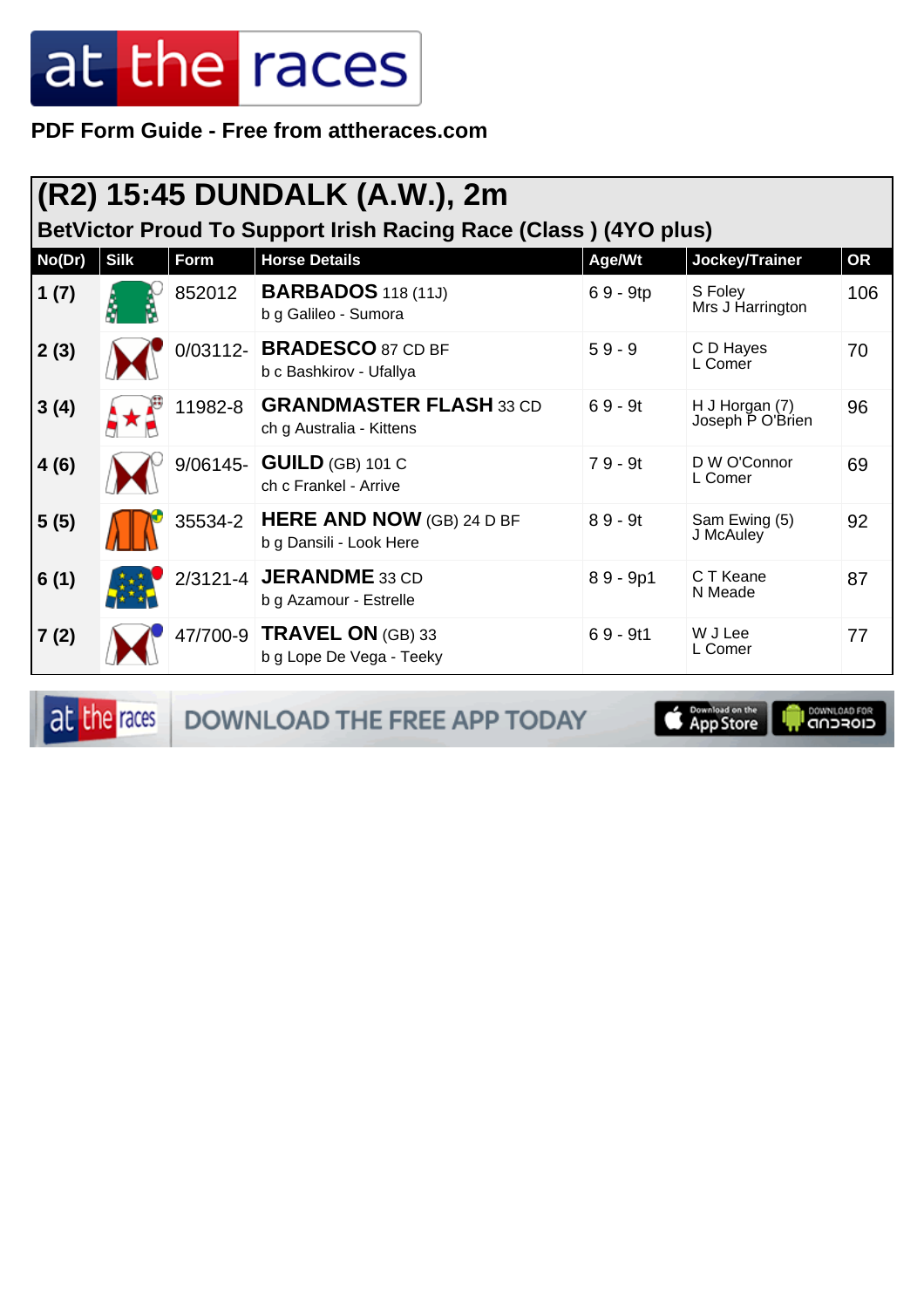PDF Form Guide - Free from attheraces.com

# (R2) 15:45 DUNDALK (A.W.), 2m

## BetVictor Proud To Support Irish Racing Race (Class ) (4YO plus)

| No(Dr) | Silk | Form | Horse Details | Age/Wt | Jockey/Trainer | OR |
|---|---|---|---|---|---|---|
| 1 (7) | | 852012 | **BARBADOS** 118 (11J)<br>b g Galileo - Sumora | 6 9 - 9tp | S Foley<br>Mrs J Harrington | 106 |
| 2 (3) | | 0/03112- | **BRADESCO** 87 CD BF<br>b c Bashkirov - Ufallya | 5 9 - 9 | C D Hayes<br>L Comer | 70 |
| 3 (4) | | 11982-8 | **GRANDMASTER FLASH** 33 CD<br>ch g Australia - Kittens | 6 9 - 9t | H J Horgan (7)<br>Joseph P O'Brien | 96 |
| 4 (6) | | 9/06145- | **GUILD** (GB) 101 C<br>ch c Frankel - Arrive | 7 9 - 9t | D W O'Connor<br>L Comer | 69 |
| 5 (5) | | 35534-2 | **HERE AND NOW** (GB) 24 D BF<br>b g Dansili - Look Here | 8 9 - 9t | Sam Ewing (5)<br>J McAuley | 92 |
| 6 (1) | | 2/3121-4 | **JERANDME** 33 CD<br>b g Azamour - Estrelle | 8 9 - 9p1 | C T Keane<br>N Meade | 87 |
| 7 (2) | | 47/700-9 | **TRAVEL ON** (GB) 33<br>b g Lope De Vega - Teeky | 6 9 - 9t1 | W J Lee<br>L Comer | 77 |

DOWNLOAD THE FREE APP TODAY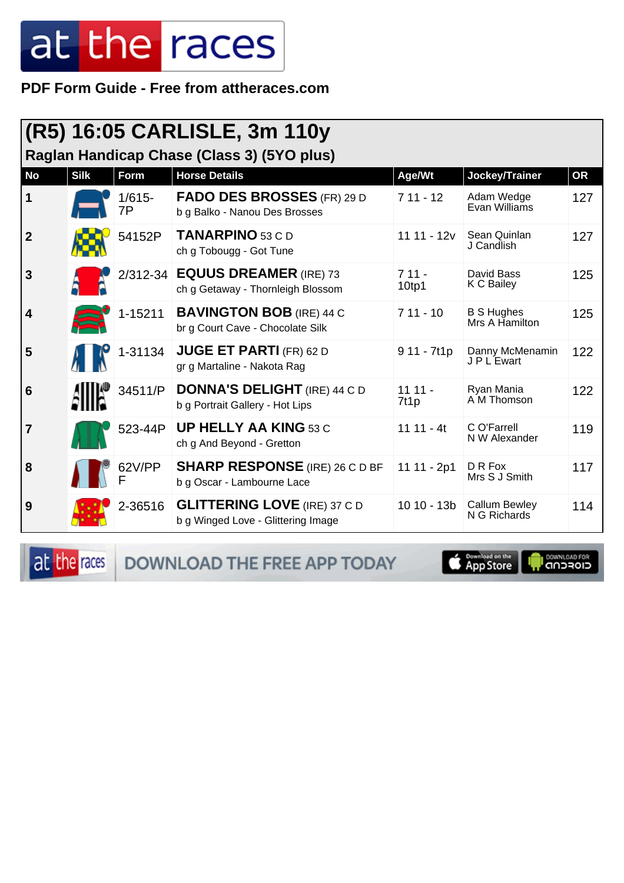# at the races

**PDF Form Guide - Free from attheraces.com**

## (R5) 16:05 CARLISLE, 3m 110y

### Raglan Handicap Chase (Class 3) (5YO plus)

| No | Silk | Form | Horse Details | Age/Wt | Jockey/Trainer | OR |
|---|---|---|---|---|---|---|
| 1 | | 1/615-7P | **FADO DES BROSSES** (FR) 29 D<br>b g Balko - Nanou Des Brosses | 7 11 - 12 | Adam Wedge<br>Evan Williams | 127 |
| 2 | | 54152P | **TANARPINO** 53 C D<br>ch g Tobougg - Got Tune | 11 11 - 12v | Sean Quinlan<br>J Candlish | 127 |
| 3 | | 2/312-34 | **EQUUS DREAMER** (IRE) 73<br>ch g Getaway - Thornleigh Blossom | 7 11 - 10tp1 | David Bass<br>K C Bailey | 125 |
| 4 | | 1-15211 | **BAVINGTON BOB** (IRE) 44 C<br>br g Court Cave - Chocolate Silk | 7 11 - 10 | B S Hughes<br>Mrs A Hamilton | 125 |
| 5 | | 1-31134 | **JUGE ET PARTI** (FR) 62 D<br>gr g Martaline - Nakota Rag | 9 11 - 7t1p | Danny McMenamin<br>J P L Ewart | 122 |
| 6 | | 34511/P | **DONNA'S DELIGHT** (IRE) 44 C D<br>b g Portrait Gallery - Hot Lips | 11 11 - 7t1p | Ryan Mania<br>A M Thomson | 122 |
| 7 | | 523-44P | **UP HELLY AA KING** 53 C<br>ch g And Beyond - Gretton | 11 11 - 4t | C O'Farrell<br>N W Alexander | 119 |
| 8 | | 62V/PPF | **SHARP RESPONSE** (IRE) 26 C D BF<br>b g Oscar - Lambourne Lace | 11 11 - 2p1 | D R Fox<br>Mrs S J Smith | 117 |
| 9 | | 2-36516 | **GLITTERING LOVE** (IRE) 37 C D<br>b g Winged Love - Glittering Image | 10 10 - 13b | Callum Bewley<br>N G Richards | 114 |

at the races DOWNLOAD THE FREE APP TODAY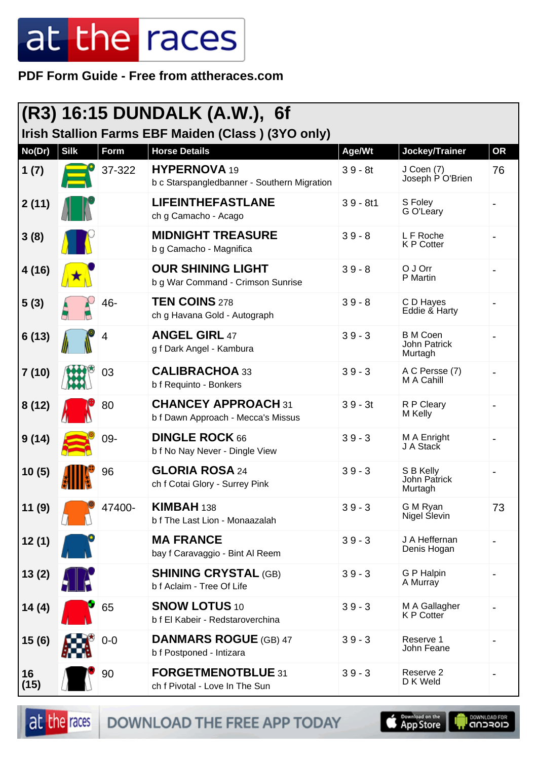# at the races

**PDF Form Guide - Free from attheraces.com**

## (R3) 16:15 DUNDALK (A.W.), 6f

### Irish Stallion Farms EBF Maiden (Class ) (3YO only)

| No(Dr) | Silk | Form | Horse Details | Age/Wt | Jockey/Trainer | OR |
|---|---|---|---|---|---|---|
| 1 (7) | | 37-322 | **HYPERNOVA** 19<br>b c Starspangledbanner - Southern Migration | 3 9 - 8t | J Coen (7)<br>Joseph P O'Brien | 76 |
| 2 (11) | | | **LIFEINTHEFASTLANE**<br>ch g Camacho - Acago | 3 9 - 8t1 | S Foley<br>G O'Leary | - |
| 3 (8) | | | **MIDNIGHT TREASURE**<br>b g Camacho - Magnifica | 3 9 - 8 | L F Roche<br>K P Cotter | - |
| 4 (16) | | | **OUR SHINING LIGHT**<br>b g War Command - Crimson Sunrise | 3 9 - 8 | O J Orr<br>P Martin | - |
| 5 (3) | | 46- | **TEN COINS** 278<br>ch g Havana Gold - Autograph | 3 9 - 8 | C D Hayes<br>Eddie & Harty | - |
| 6 (13) | | 4 | **ANGEL GIRL** 47<br>g f Dark Angel - Kambura | 3 9 - 3 | B M Coen<br>John Patrick Murtagh | - |
| 7 (10) | | 03 | **CALIBRACHOA** 33<br>b f Requinto - Bonkers | 3 9 - 3 | A C Persse (7)<br>M A Cahill | - |
| 8 (12) | | 80 | **CHANCEY APPROACH** 31<br>b f Dawn Approach - Mecca's Missus | 3 9 - 3t | R P Cleary<br>M Kelly | - |
| 9 (14) | | 09- | **DINGLE ROCK** 66<br>b f No Nay Never - Dingle View | 3 9 - 3 | M A Enright<br>J A Stack | - |
| 10 (5) | | 96 | **GLORIA ROSA** 24<br>ch f Cotai Glory - Surrey Pink | 3 9 - 3 | S B Kelly<br>John Patrick Murtagh | - |
| 11 (9) | | 47400- | **KIMBAH** 138<br>b f The Last Lion - Monaazalah | 3 9 - 3 | G M Ryan<br>Nigel Slevin | 73 |
| 12 (1) | | | **MA FRANCE**<br>bay f Caravaggio - Bint Al Reem | 3 9 - 3 | J A Heffernan<br>Denis Hogan | - |
| 13 (2) | | | **SHINING CRYSTAL** (GB)<br>b f Aclaim - Tree Of Life | 3 9 - 3 | G P Halpin<br>A Murray | - |
| 14 (4) | | 65 | **SNOW LOTUS** 10<br>b f El Kabeir - Redstaroverchina | 3 9 - 3 | M A Gallagher<br>K P Cotter | - |
| 15 (6) | | 0-0 | **DANMARS ROGUE** (GB) 47<br>b f Postponed - Intizara | 3 9 - 3 | Reserve 1<br>John Feane | - |
| 16 (15) | | 90 | **FORGETMENOTBLUE** 31<br>ch f Pivotal - Love In The Sun | 3 9 - 3 | Reserve 2<br>D K Weld | - |

at the races — DOWNLOAD THE FREE APP TODAY — Download on the App Store — DOWNLOAD FOR ANDROID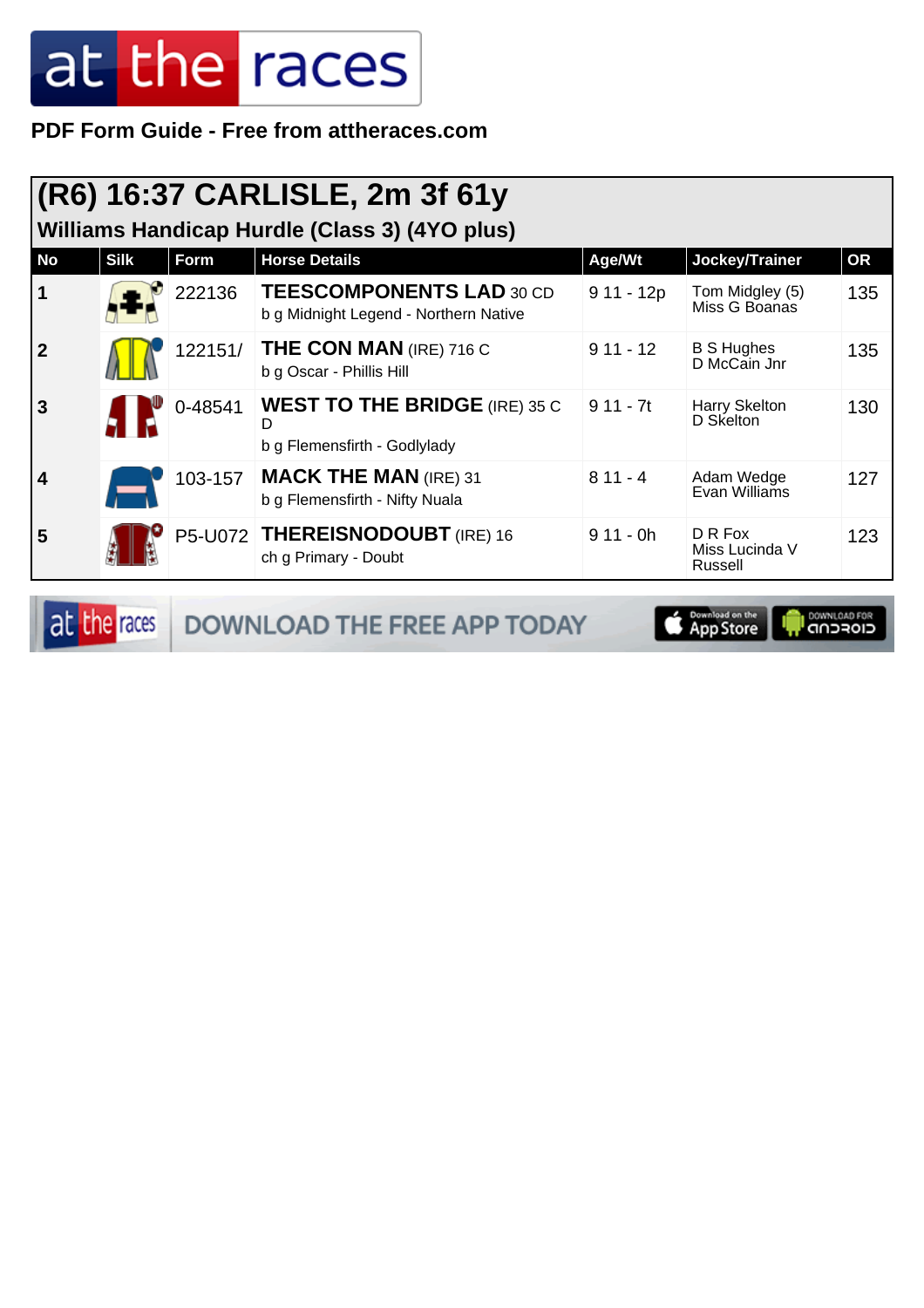PDF Form Guide - Free from attheraces.com

## (R6) 16:37 CARLISLE, 2m 3f 61y

### Williams Handicap Hurdle (Class 3) (4YO plus)

| No | Silk | Form | Horse Details | Age/Wt | Jockey/Trainer | OR |
|---|---|---|---|---|---|---|
| 1 | | 222136 | **TEESCOMPONENTS LAD** 30 CD<br>b g Midnight Legend - Northern Native | 9 11 - 12p | Tom Midgley (5)<br>Miss G Boanas | 135 |
| 2 | | 122151/ | **THE CON MAN** (IRE) 716 C<br>b g Oscar - Phillis Hill | 9 11 - 12 | B S Hughes<br>D McCain Jnr | 135 |
| 3 | | 0-48541 | **WEST TO THE BRIDGE** (IRE) 35 C D<br>b g Flemensfirth - Godlylady | 9 11 - 7t | Harry Skelton<br>D Skelton | 130 |
| 4 | | 103-157 | **MACK THE MAN** (IRE) 31<br>b g Flemensfirth - Nifty Nuala | 8 11 - 4 | Adam Wedge<br>Evan Williams | 127 |
| 5 | | P5-U072 | **THEREISNODOUBT** (IRE) 16<br>ch g Primary - Doubt | 9 11 - 0h | D R Fox<br>Miss Lucinda V Russell | 123 |

DOWNLOAD THE FREE APP TODAY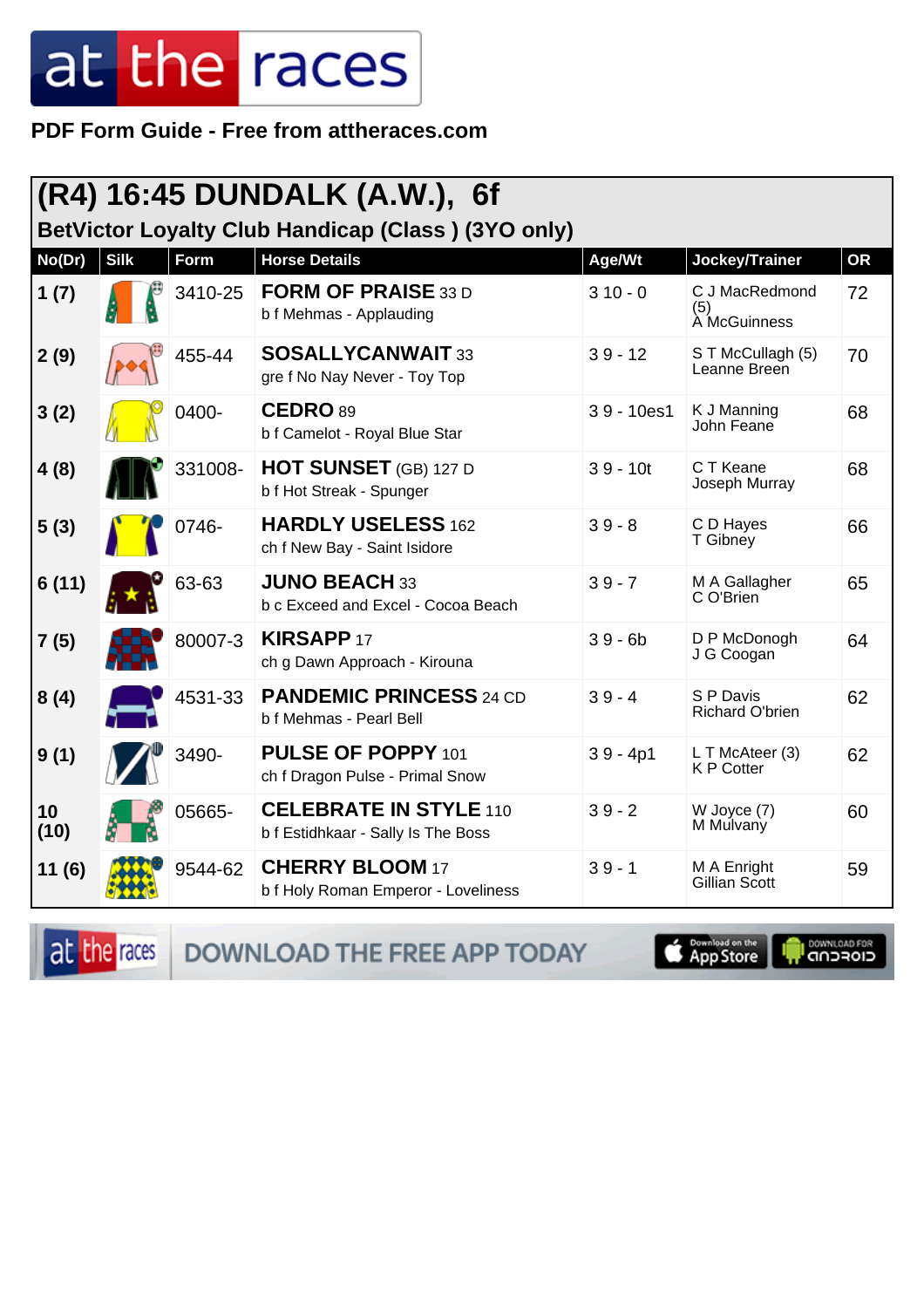# at the races

**PDF Form Guide - Free from attheraces.com**

## (R4) 16:45 DUNDALK (A.W.), 6f

### BetVictor Loyalty Club Handicap (Class ) (3YO only)

| No(Dr) | Silk | Form | Horse Details | Age/Wt | Jockey/Trainer | OR |
|---|---|---|---|---|---|---|
| 1 (7) | | 3410-25 | **FORM OF PRAISE** 33 D<br>b f Mehmas - Applauding | 3 10 - 0 | C J MacRedmond (5)<br>A McGuinness | 72 |
| 2 (9) | | 455-44 | **SOSALLYCANWAIT** 33<br>gre f No Nay Never - Toy Top | 3 9 - 12 | S T McCullagh (5)<br>Leanne Breen | 70 |
| 3 (2) | | 0400- | **CEDRO** 89<br>b f Camelot - Royal Blue Star | 3 9 - 10es1 | K J Manning<br>John Feane | 68 |
| 4 (8) | | 331008- | **HOT SUNSET** (GB) 127 D<br>b f Hot Streak - Spunger | 3 9 - 10t | C T Keane<br>Joseph Murray | 68 |
| 5 (3) | | 0746- | **HARDLY USELESS** 162<br>ch f New Bay - Saint Isidore | 3 9 - 8 | C D Hayes<br>T Gibney | 66 |
| 6 (11) | | 63-63 | **JUNO BEACH** 33<br>b c Exceed and Excel - Cocoa Beach | 3 9 - 7 | M A Gallagher<br>C O'Brien | 65 |
| 7 (5) | | 80007-3 | **KIRSAPP** 17<br>ch g Dawn Approach - Kirouna | 3 9 - 6b | D P McDonogh<br>J G Coogan | 64 |
| 8 (4) | | 4531-33 | **PANDEMIC PRINCESS** 24 CD<br>b f Mehmas - Pearl Bell | 3 9 - 4 | S P Davis<br>Richard O'brien | 62 |
| 9 (1) | | 3490- | **PULSE OF POPPY** 101<br>ch f Dragon Pulse - Primal Snow | 3 9 - 4p1 | L T McAteer (3)<br>K P Cotter | 62 |
| 10 (10) | | 05665- | **CELEBRATE IN STYLE** 110<br>b f Estidhkaar - Sally Is The Boss | 3 9 - 2 | W Joyce (7)<br>M Mulvany | 60 |
| 11 (6) | | 9544-62 | **CHERRY BLOOM** 17<br>b f Holy Roman Emperor - Loveliness | 3 9 - 1 | M A Enright<br>Gillian Scott | 59 |

at the races — DOWNLOAD THE FREE APP TODAY — Download on the App Store — DOWNLOAD FOR ANDROID